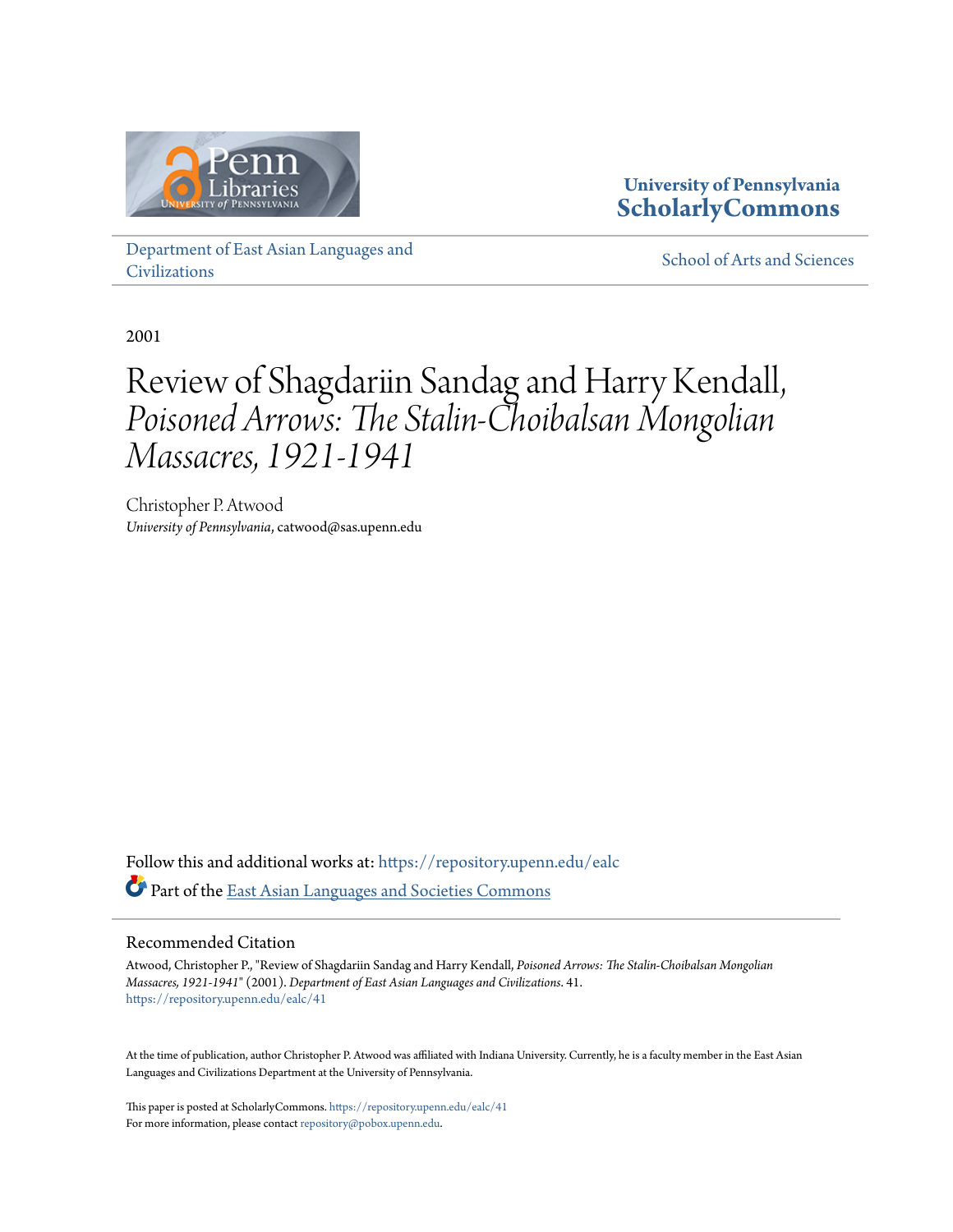University of Pennsylvania
**ScholarlyCommons**

Department of East Asian Languages and Civilizations

School of Arts and Sciences

2001

# Review of Shagdariin Sandag and Harry Kendall, *Poisoned Arrows: The Stalin-Choibalsan Mongolian Massacres, 1921-1941*

Christopher P. Atwood
*University of Pennsylvania*, catwood@sas.upenn.edu

Follow this and additional works at: https://repository.upenn.edu/ealc

Part of the East Asian Languages and Societies Commons

## Recommended Citation

Atwood, Christopher P., "Review of Shagdariin Sandag and Harry Kendall, *Poisoned Arrows: The Stalin-Choibalsan Mongolian Massacres, 1921-1941*" (2001). *Department of East Asian Languages and Civilizations*. 41.
https://repository.upenn.edu/ealc/41

At the time of publication, author Christopher P. Atwood was affiliated with Indiana University. Currently, he is a faculty member in the East Asian Languages and Civilizations Department at the University of Pennsylvania.

This paper is posted at ScholarlyCommons. https://repository.upenn.edu/ealc/41
For more information, please contact repository@pobox.upenn.edu.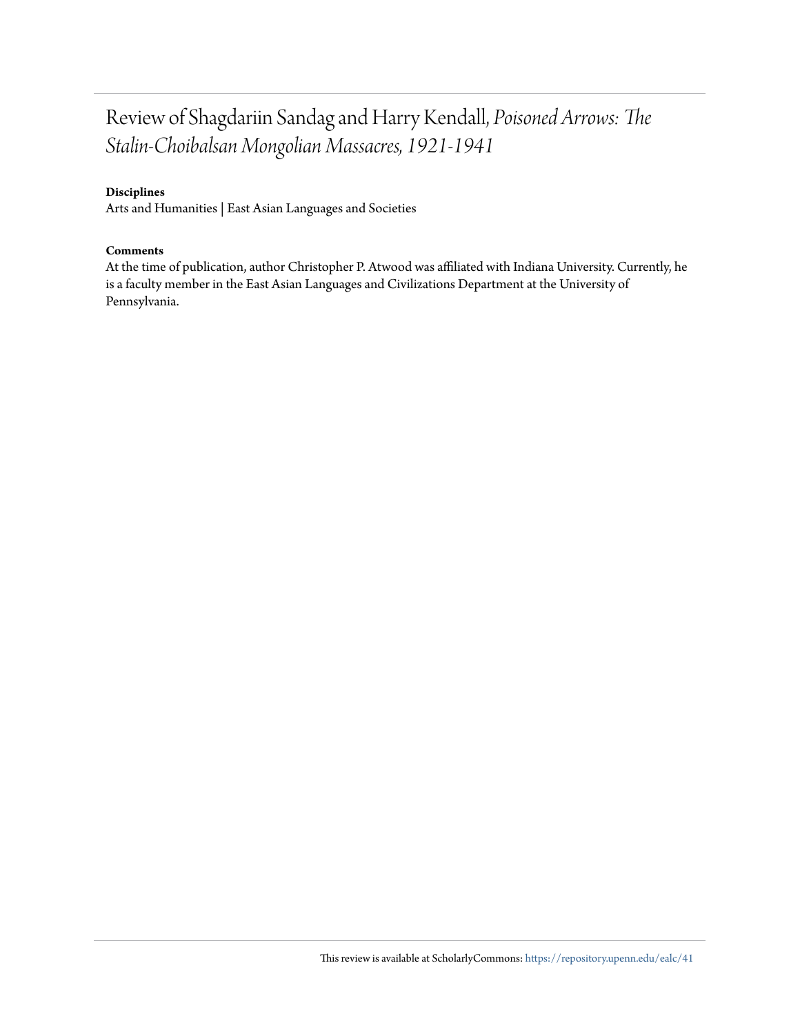# Review of Shagdariin Sandag and Harry Kendall, *Poisoned Arrows: The Stalin-Choibalsan Mongolian Massacres, 1921-1941*

**Disciplines**

Arts and Humanities | East Asian Languages and Societies

**Comments**

At the time of publication, author Christopher P. Atwood was affiliated with Indiana University. Currently, he is a faculty member in the East Asian Languages and Civilizations Department at the University of Pennsylvania.

This review is available at ScholarlyCommons: https://repository.upenn.edu/ealc/41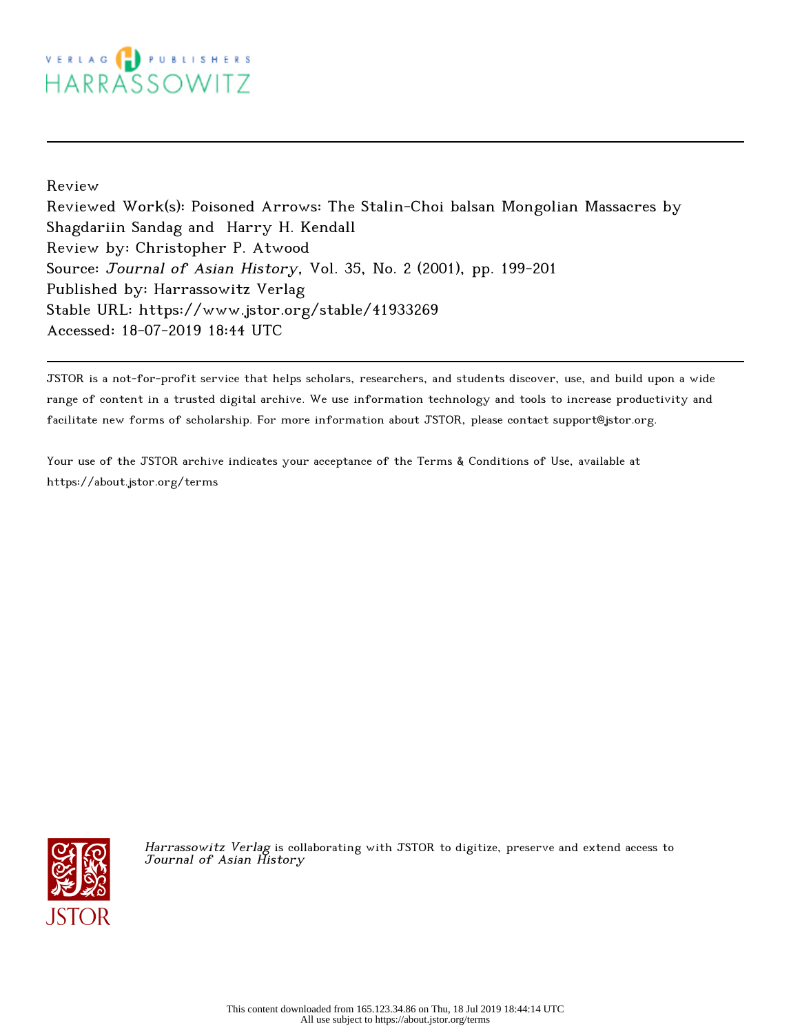Review

Reviewed Work(s): Poisoned Arrows: The Stalin-Choi balsan Mongolian Massacres by Shagdariin Sandag and Harry H. Kendall

Review by: Christopher P. Atwood

Source: *Journal of Asian History*, Vol. 35, No. 2 (2001), pp. 199-201

Published by: Harrassowitz Verlag

Stable URL: https://www.jstor.org/stable/41933269

Accessed: 18-07-2019 18:44 UTC

JSTOR is a not-for-profit service that helps scholars, researchers, and students discover, use, and build upon a wide range of content in a trusted digital archive. We use information technology and tools to increase productivity and facilitate new forms of scholarship. For more information about JSTOR, please contact support@jstor.org.

Your use of the JSTOR archive indicates your acceptance of the Terms & Conditions of Use, available at https://about.jstor.org/terms

*Harrassowitz Verlag* is collaborating with JSTOR to digitize, preserve and extend access to *Journal of Asian History*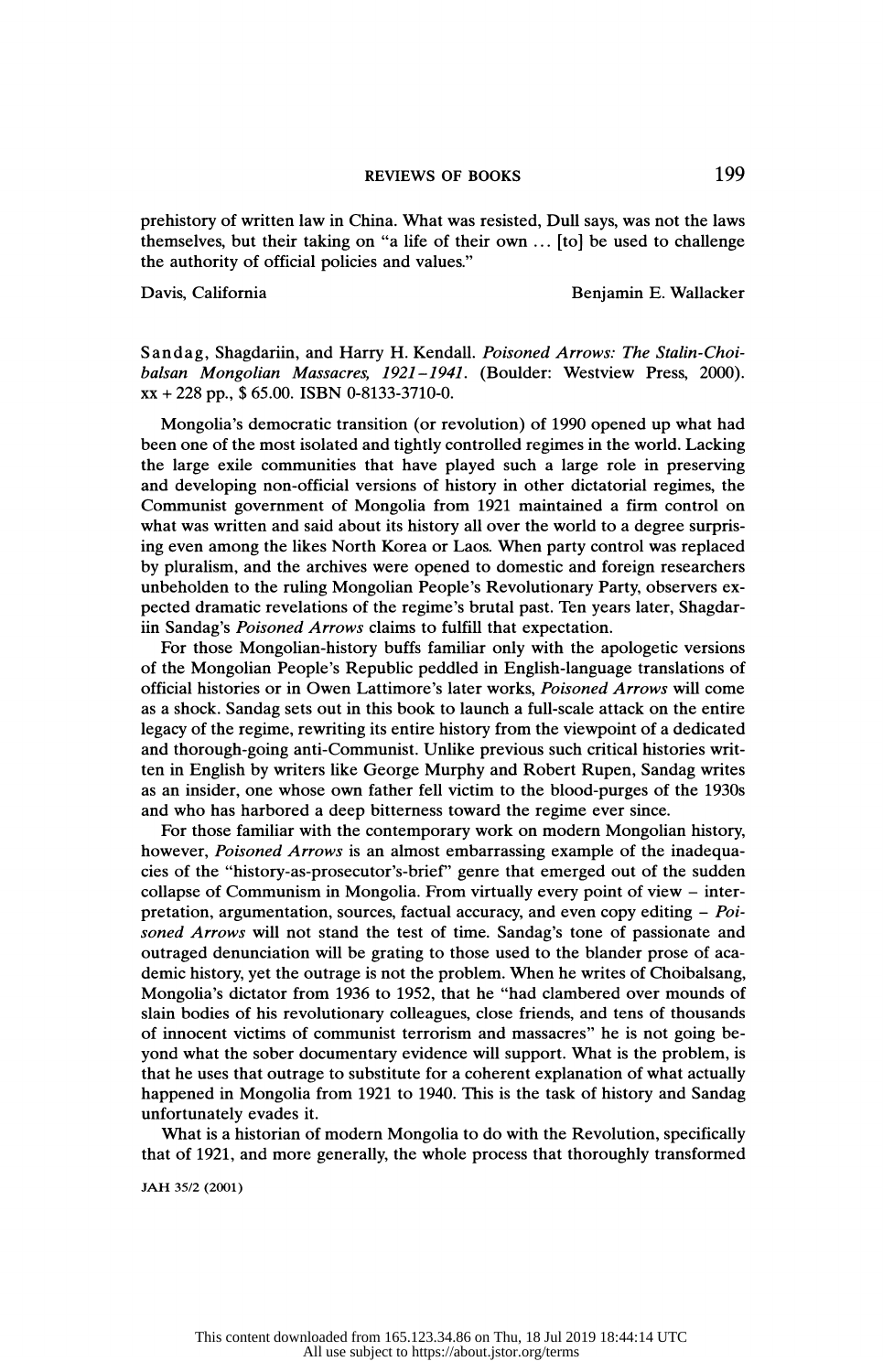prehistory of written law in China. What was resisted, Dull says, was not the laws themselves, but their taking on "a life of their own ... [to] be used to challenge the authority of official policies and values."

Davis, California — Benjamin E. Wallacker

Sandag, Shagdariin, and Harry H. Kendall. *Poisoned Arrows: The Stalin-Choibalsan Mongolian Massacres, 1921–1941.* (Boulder: Westview Press, 2000). xx + 228 pp., $ 65.00. ISBN 0-8133-3710-0.

Mongolia's democratic transition (or revolution) of 1990 opened up what had been one of the most isolated and tightly controlled regimes in the world. Lacking the large exile communities that have played such a large role in preserving and developing non-official versions of history in other dictatorial regimes, the Communist government of Mongolia from 1921 maintained a firm control on what was written and said about its history all over the world to a degree surprising even among the likes North Korea or Laos. When party control was replaced by pluralism, and the archives were opened to domestic and foreign researchers unbeholden to the ruling Mongolian People's Revolutionary Party, observers expected dramatic revelations of the regime's brutal past. Ten years later, Shagdariin Sandag's *Poisoned Arrows* claims to fulfill that expectation.

For those Mongolian-history buffs familiar only with the apologetic versions of the Mongolian People's Republic peddled in English-language translations of official histories or in Owen Lattimore's later works, *Poisoned Arrows* will come as a shock. Sandag sets out in this book to launch a full-scale attack on the entire legacy of the regime, rewriting its entire history from the viewpoint of a dedicated and thorough-going anti-Communist. Unlike previous such critical histories written in English by writers like George Murphy and Robert Rupen, Sandag writes as an insider, one whose own father fell victim to the blood-purges of the 1930s and who has harbored a deep bitterness toward the regime ever since.

For those familiar with the contemporary work on modern Mongolian history, however, *Poisoned Arrows* is an almost embarrassing example of the inadequacies of the "history-as-prosecutor's-brief" genre that emerged out of the sudden collapse of Communism in Mongolia. From virtually every point of view – interpretation, argumentation, sources, factual accuracy, and even copy editing – *Poisoned Arrows* will not stand the test of time. Sandag's tone of passionate and outraged denunciation will be grating to those used to the blander prose of academic history, yet the outrage is not the problem. When he writes of Choibalsang, Mongolia's dictator from 1936 to 1952, that he "had clambered over mounds of slain bodies of his revolutionary colleagues, close friends, and tens of thousands of innocent victims of communist terrorism and massacres" he is not going beyond what the sober documentary evidence will support. What is the problem, is that he uses that outrage to substitute for a coherent explanation of what actually happened in Mongolia from 1921 to 1940. This is the task of history and Sandag unfortunately evades it.

What is a historian of modern Mongolia to do with the Revolution, specifically that of 1921, and more generally, the whole process that thoroughly transformed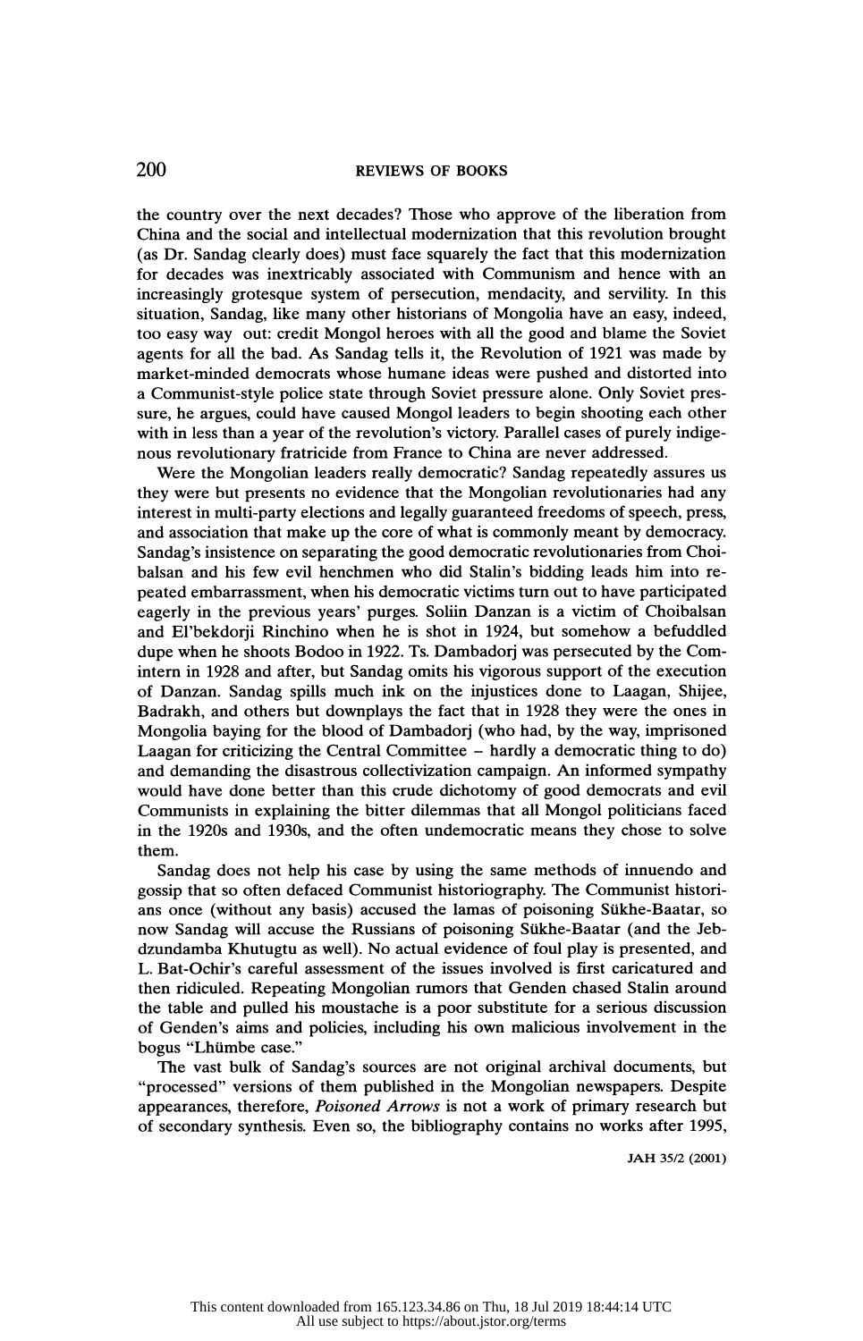the country over the next decades? Those who approve of the liberation from China and the social and intellectual modernization that this revolution brought (as Dr. Sandag clearly does) must face squarely the fact that this modernization for decades was inextricably associated with Communism and hence with an increasingly grotesque system of persecution, mendacity, and servility. In this situation, Sandag, like many other historians of Mongolia have an easy, indeed, too easy way out: credit Mongol heroes with all the good and blame the Soviet agents for all the bad. As Sandag tells it, the Revolution of 1921 was made by market-minded democrats whose humane ideas were pushed and distorted into a Communist-style police state through Soviet pressure alone. Only Soviet pressure, he argues, could have caused Mongol leaders to begin shooting each other with in less than a year of the revolution's victory. Parallel cases of purely indigenous revolutionary fratricide from France to China are never addressed.

Were the Mongolian leaders really democratic? Sandag repeatedly assures us they were but presents no evidence that the Mongolian revolutionaries had any interest in multi-party elections and legally guaranteed freedoms of speech, press, and association that make up the core of what is commonly meant by democracy. Sandag's insistence on separating the good democratic revolutionaries from Choibalsan and his few evil henchmen who did Stalin's bidding leads him into repeated embarrassment, when his democratic victims turn out to have participated eagerly in the previous years' purges. Soliin Danzan is a victim of Choibalsan and El'bekdorji Rinchino when he is shot in 1924, but somehow a befuddled dupe when he shoots Bodoo in 1922. Ts. Dambadorj was persecuted by the Comintern in 1928 and after, but Sandag omits his vigorous support of the execution of Danzan. Sandag spills much ink on the injustices done to Laagan, Shijee, Badrakh, and others but downplays the fact that in 1928 they were the ones in Mongolia baying for the blood of Dambadorj (who had, by the way, imprisoned Laagan for criticizing the Central Committee – hardly a democratic thing to do) and demanding the disastrous collectivization campaign. An informed sympathy would have done better than this crude dichotomy of good democrats and evil Communists in explaining the bitter dilemmas that all Mongol politicians faced in the 1920s and 1930s, and the often undemocratic means they chose to solve them.

Sandag does not help his case by using the same methods of innuendo and gossip that so often defaced Communist historiography. The Communist historians once (without any basis) accused the lamas of poisoning Sükhe-Baatar, so now Sandag will accuse the Russians of poisoning Sükhe-Baatar (and the Jebdzundamba Khutugtu as well). No actual evidence of foul play is presented, and L. Bat-Ochir's careful assessment of the issues involved is first caricatured and then ridiculed. Repeating Mongolian rumors that Genden chased Stalin around the table and pulled his moustache is a poor substitute for a serious discussion of Genden's aims and policies, including his own malicious involvement in the bogus "Lhümbe case."

The vast bulk of Sandag's sources are not original archival documents, but "processed" versions of them published in the Mongolian newspapers. Despite appearances, therefore, *Poisoned Arrows* is not a work of primary research but of secondary synthesis. Even so, the bibliography contains no works after 1995,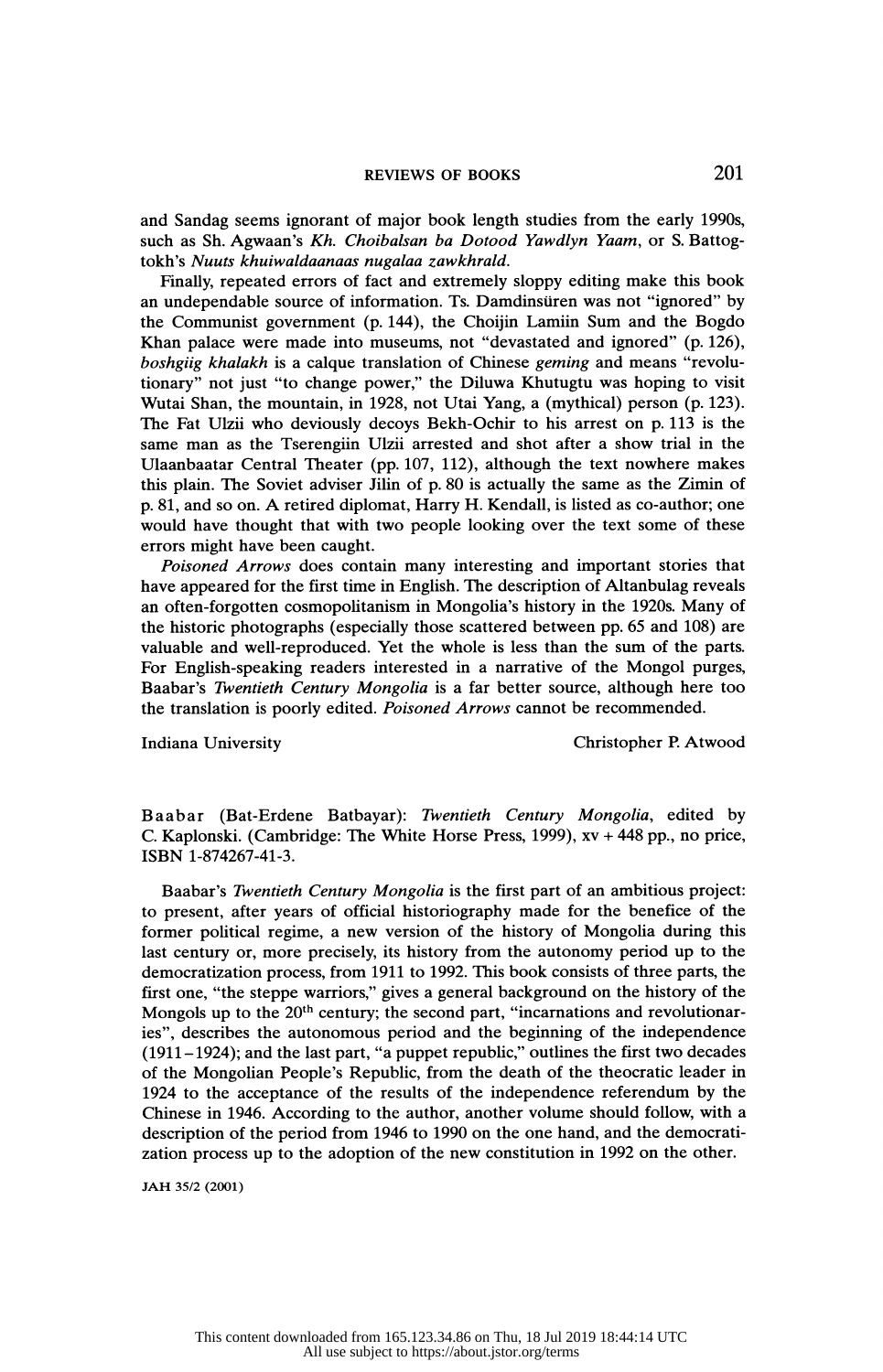and Sandag seems ignorant of major book length studies from the early 1990s, such as Sh. Agwaan's *Kh. Choibalsan ba Dotood Yawdlyn Yaam*, or S. Battogtokh's *Nuuts khuiwaldaanaas nugalaa zawkhrald*.

Finally, repeated errors of fact and extremely sloppy editing make this book an undependable source of information. Ts. Damdinsüren was not "ignored" by the Communist government (p. 144), the Choijin Lamiin Sum and the Bogdo Khan palace were made into museums, not "devastated and ignored" (p. 126), *boshgiig khalakh* is a calque translation of Chinese *geming* and means "revolutionary" not just "to change power," the Diluwa Khutugtu was hoping to visit Wutai Shan, the mountain, in 1928, not Utai Yang, a (mythical) person (p. 123). The Fat Ulzii who deviously decoys Bekh-Ochir to his arrest on p. 113 is the same man as the Tserengiin Ulzii arrested and shot after a show trial in the Ulaanbaatar Central Theater (pp. 107, 112), although the text nowhere makes this plain. The Soviet adviser Jilin of p. 80 is actually the same as the Zimin of p. 81, and so on. A retired diplomat, Harry H. Kendall, is listed as co-author; one would have thought that with two people looking over the text some of these errors might have been caught.

*Poisoned Arrows* does contain many interesting and important stories that have appeared for the first time in English. The description of Altanbulag reveals an often-forgotten cosmopolitanism in Mongolia's history in the 1920s. Many of the historic photographs (especially those scattered between pp. 65 and 108) are valuable and well-reproduced. Yet the whole is less than the sum of the parts. For English-speaking readers interested in a narrative of the Mongol purges, Baabar's *Twentieth Century Mongolia* is a far better source, although here too the translation is poorly edited. *Poisoned Arrows* cannot be recommended.

Indiana University — Christopher P. Atwood

Baabar (Bat-Erdene Batbayar): *Twentieth Century Mongolia*, edited by C. Kaplonski. (Cambridge: The White Horse Press, 1999), xv + 448 pp., no price, ISBN 1-874267-41-3.

Baabar's *Twentieth Century Mongolia* is the first part of an ambitious project: to present, after years of official historiography made for the benefice of the former political regime, a new version of the history of Mongolia during this last century or, more precisely, its history from the autonomy period up to the democratization process, from 1911 to 1992. This book consists of three parts, the first one, "the steppe warriors," gives a general background on the history of the Mongols up to the 20th century; the second part, "incarnations and revolutionaries", describes the autonomous period and the beginning of the independence (1911–1924); and the last part, "a puppet republic," outlines the first two decades of the Mongolian People's Republic, from the death of the theocratic leader in 1924 to the acceptance of the results of the independence referendum by the Chinese in 1946. According to the author, another volume should follow, with a description of the period from 1946 to 1990 on the one hand, and the democratization process up to the adoption of the new constitution in 1992 on the other.